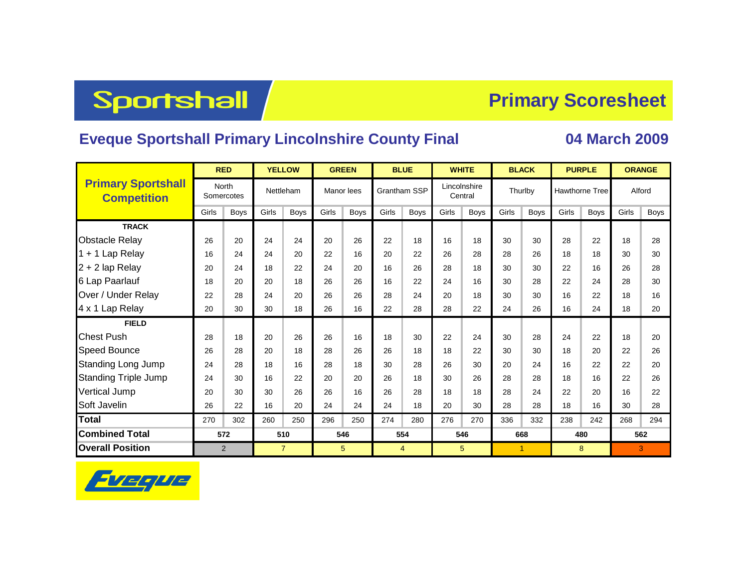Sportshall

# Primary Scoresheet

## Eveque Sportshall Primary Lincolnshire County Final

**04 March 2009**

| Primary Sportshall Competition | RED | | YELLOW | | GREEN | | BLUE | | WHITE | | BLACK | | PURPLE | | ORANGE | |
|---|---|---|---|---|---|---|---|---|---|---|---|---|---|---|---|---|
| | North Somercotes | | Nettleham | | Manor lees | | Grantham SSP | | Lincolnshire Central | | Thurlby | | Hawthorne Tree | | Alford | |
| | Girls | Boys | Girls | Boys | Girls | Boys | Girls | Boys | Girls | Boys | Girls | Boys | Girls | Boys | Girls | Boys |
| **TRACK** | | | | | | | | | | | | | | | | |
| Obstacle Relay | 26 | 20 | 24 | 24 | 20 | 26 | 22 | 18 | 16 | 18 | 30 | 30 | 28 | 22 | 18 | 28 |
| 1 + 1 Lap Relay | 16 | 24 | 24 | 20 | 22 | 16 | 20 | 22 | 26 | 28 | 28 | 26 | 18 | 18 | 30 | 30 |
| 2 + 2 lap Relay | 20 | 24 | 18 | 22 | 24 | 20 | 16 | 26 | 28 | 18 | 30 | 30 | 22 | 16 | 26 | 28 |
| 6 Lap Paarlauf | 18 | 20 | 20 | 18 | 26 | 26 | 16 | 22 | 24 | 16 | 30 | 28 | 22 | 24 | 28 | 30 |
| Over / Under Relay | 22 | 28 | 24 | 20 | 26 | 26 | 28 | 24 | 20 | 18 | 30 | 30 | 16 | 22 | 18 | 16 |
| 4 x 1 Lap Relay | 20 | 30 | 30 | 18 | 26 | 16 | 22 | 28 | 28 | 22 | 24 | 26 | 16 | 24 | 18 | 20 |
| **FIELD** | | | | | | | | | | | | | | | | |
| Chest Push | 28 | 18 | 20 | 26 | 26 | 16 | 18 | 30 | 22 | 24 | 30 | 28 | 24 | 22 | 18 | 20 |
| Speed Bounce | 26 | 28 | 20 | 18 | 28 | 26 | 26 | 18 | 18 | 22 | 30 | 30 | 18 | 20 | 22 | 26 |
| Standing Long Jump | 24 | 28 | 18 | 16 | 28 | 18 | 30 | 28 | 26 | 30 | 20 | 24 | 16 | 22 | 22 | 20 |
| Standing Triple Jump | 24 | 30 | 16 | 22 | 20 | 20 | 26 | 18 | 30 | 26 | 28 | 28 | 18 | 16 | 22 | 26 |
| Vertical Jump | 20 | 30 | 30 | 26 | 26 | 16 | 26 | 28 | 18 | 18 | 28 | 24 | 22 | 20 | 16 | 22 |
| Soft Javelin | 26 | 22 | 16 | 20 | 24 | 24 | 24 | 18 | 20 | 30 | 28 | 28 | 18 | 16 | 30 | 28 |
| **Total** | 270 | 302 | 260 | 250 | 296 | 250 | 274 | 280 | 276 | 270 | 336 | 332 | 238 | 242 | 268 | 294 |
| **Combined Total** | 572 | | 510 | | 546 | | 554 | | 546 | | 668 | | 480 | | 562 | |
| **Overall Position** | 2 | | 7 | | 5 | | 4 | | 5 | | 1 | | 8 | | 3 | |

Eveque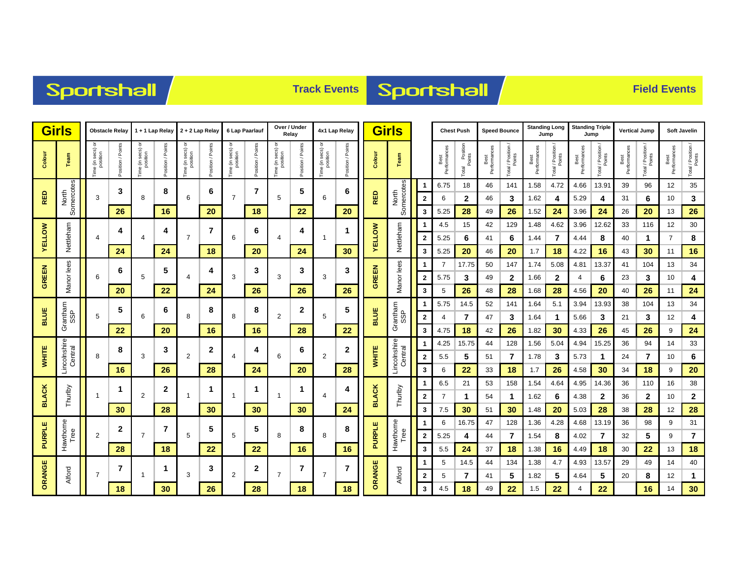# Sportshall — Track Events

| Colour | Team | Obstacle Relay Time (in secs) or position | Obstacle Relay Position / Points | 1 + 1 Lap Relay Time (in secs) or position | 1 + 1 Lap Relay Position / Points | 2 + 2 Lap Relay Time (in secs) or position | 2 + 2 Lap Relay Position / Points | 6 Lap Paarlauf Time (in secs) or position | 6 Lap Paarlauf Position / Points | Over / Under Relay Time (in secs) or position | Over / Under Relay Position / Points | 4x1 Lap Relay Time (in secs) or position | 4x1 Lap Relay Position / Points |
|---|---|---|---|---|---|---|---|---|---|---|---|---|---|
| RED | North Somercotes | 3 | 3 | 8 | 8 | 6 | 6 | 7 | 7 | 5 | 5 | 6 | 6 |
| | | | 26 | | 16 | | 20 | | 18 | | 22 | | 20 |
| YELLOW | Nettleham | 4 | 4 | 4 | 4 | 7 | 7 | 6 | 6 | 4 | 4 | 1 | 1 |
| | | | 24 | | 24 | | 18 | | 20 | | 24 | | 30 |
| GREEN | Manor lees | 6 | 6 | 5 | 5 | 4 | 4 | 3 | 3 | 3 | 3 | 3 | 3 |
| | | | 20 | | 22 | | 24 | | 26 | | 26 | | 26 |
| BLUE | Grantham SSP | 5 | 5 | 6 | 6 | 8 | 8 | 8 | 8 | 2 | 2 | 5 | 5 |
| | | | 22 | | 20 | | 16 | | 16 | | 28 | | 22 |
| WHITE | Lincolnshire Central | 8 | 8 | 3 | 3 | 2 | 2 | 4 | 4 | 6 | 6 | 2 | 2 |
| | | | 16 | | 26 | | 28 | | 24 | | 20 | | 28 |
| BLACK | Thurlby | 1 | 1 | 2 | 2 | 1 | 1 | 1 | 1 | 1 | 1 | 4 | 4 |
| | | | 30 | | 28 | | 30 | | 30 | | 30 | | 24 |
| PURPLE | Hawthorne Tree | 2 | 2 | 7 | 7 | 5 | 5 | 5 | 5 | 8 | 8 | 8 | 8 |
| | | | 28 | | 18 | | 22 | | 22 | | 16 | | 16 |
| ORANGE | Alford | 7 | 7 | 1 | 1 | 3 | 3 | 2 | 2 | 7 | 7 | 7 | 7 |
| | | | 18 | | 30 | | 26 | | 28 | | 18 | | 18 |

# Sportshall — Field Events

| Colour | Team | | Chest Push Best Performances | Chest Push Total / Position / Points | Speed Bounce Best Performances | Speed Bounce Total / Position / Points | Standing Long Jump Best Performances | Standing Long Jump Total / Position / Points | Standing Triple Jump Best Performances | Standing Triple Jump Total / Position / Points | Vertical Jump Best Performances | Vertical Jump Total / Position / Points | Soft Javelin Best Performances | Soft Javelin Total / Position / Points |
|---|---|---|---|---|---|---|---|---|---|---|---|---|---|---|
| RED | North Somercotes | 1 | 6.75 | 18 | 46 | 141 | 1.58 | 4.72 | 4.66 | 13.91 | 39 | 96 | 12 | 35 |
| | | 2 | 6 | 2 | 46 | 3 | 1.62 | 4 | 5.29 | 4 | 31 | 6 | 10 | 3 |
| | | 3 | 5.25 | 28 | 49 | 26 | 1.52 | 24 | 3.96 | 24 | 26 | 20 | 13 | 26 |
| YELLOW | Nettleham | 1 | 4.5 | 15 | 42 | 129 | 1.48 | 4.62 | 3.96 | 12.62 | 33 | 116 | 12 | 30 |
| | | 2 | 5.25 | 6 | 41 | 6 | 1.44 | 7 | 4.44 | 8 | 40 | 1 | 7 | 8 |
| | | 3 | 5.25 | 20 | 46 | 20 | 1.7 | 18 | 4.22 | 16 | 43 | 30 | 11 | 16 |
| GREEN | Manor lees | 1 | 7 | 17.75 | 50 | 147 | 1.74 | 5.08 | 4.81 | 13.37 | 41 | 104 | 13 | 34 |
| | | 2 | 5.75 | 3 | 49 | 2 | 1.66 | 2 | 4 | 6 | 23 | 3 | 10 | 4 |
| | | 3 | 5 | 26 | 48 | 28 | 1.68 | 28 | 4.56 | 20 | 40 | 26 | 11 | 24 |
| BLUE | Grantham SSP | 1 | 5.75 | 14.5 | 52 | 141 | 1.64 | 5.1 | 3.94 | 13.93 | 38 | 104 | 13 | 34 |
| | | 2 | 4 | 7 | 47 | 3 | 1.64 | 1 | 5.66 | 3 | 21 | 3 | 12 | 4 |
| | | 3 | 4.75 | 18 | 42 | 26 | 1.82 | 30 | 4.33 | 26 | 45 | 26 | 9 | 24 |
| WHITE | Lincolnshire Central | 1 | 4.25 | 15.75 | 44 | 128 | 1.56 | 5.04 | 4.94 | 15.25 | 36 | 94 | 14 | 33 |
| | | 2 | 5.5 | 5 | 51 | 7 | 1.78 | 3 | 5.73 | 1 | 24 | 7 | 10 | 6 |
| | | 3 | 6 | 22 | 33 | 18 | 1.7 | 26 | 4.58 | 30 | 34 | 18 | 9 | 20 |
| BLACK | Thurlby | 1 | 6.5 | 21 | 53 | 158 | 1.54 | 4.64 | 4.95 | 14.36 | 36 | 110 | 16 | 38 |
| | | 2 | 7 | 1 | 54 | 1 | 1.62 | 6 | 4.38 | 2 | 36 | 2 | 10 | 2 |
| | | 3 | 7.5 | 30 | 51 | 30 | 1.48 | 20 | 5.03 | 28 | 38 | 28 | 12 | 28 |
| PURPLE | Hawthorne Tree | 1 | 6 | 16.75 | 47 | 128 | 1.36 | 4.28 | 4.68 | 13.19 | 36 | 98 | 9 | 31 |
| | | 2 | 5.25 | 4 | 44 | 7 | 1.54 | 8 | 4.02 | 7 | 32 | 5 | 9 | 7 |
| | | 3 | 5.5 | 24 | 37 | 18 | 1.38 | 16 | 4.49 | 18 | 30 | 22 | 13 | 18 |
| ORANGE | Alford | 1 | 5 | 14.5 | 44 | 134 | 1.38 | 4.7 | 4.93 | 13.57 | 29 | 49 | 14 | 40 |
| | | 2 | 5 | 7 | 41 | 5 | 1.82 | 5 | 4.64 | 5 | 20 | 8 | 12 | 1 |
| | | 3 | 4.5 | 18 | 49 | 22 | 1.5 | 22 | 4 | 22 | | 16 | 14 | 30 |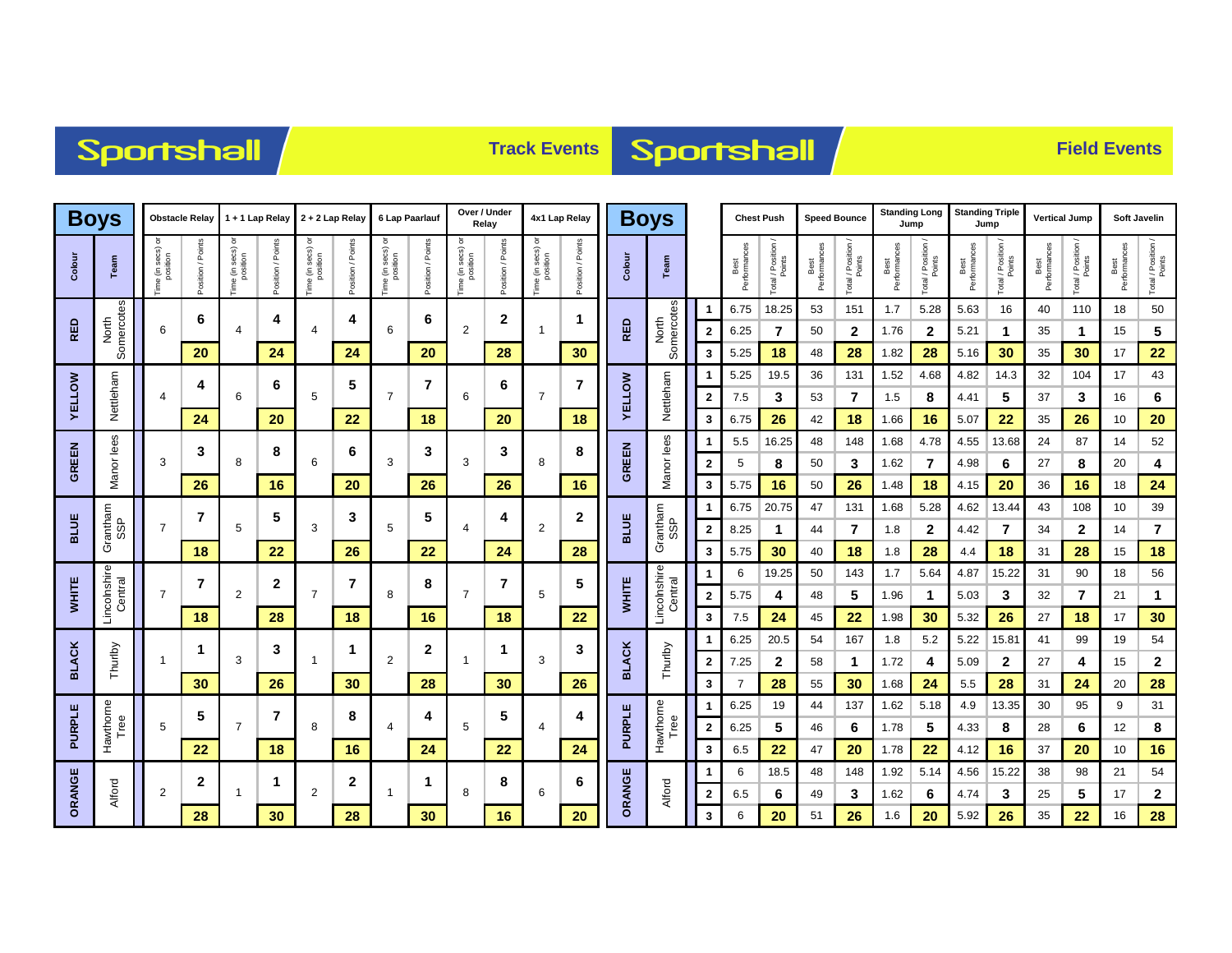# Sportshall — Track Events

| Boys | | Obstacle Relay | | 1 + 1 Lap Relay | | 2 + 2 Lap Relay | | 6 Lap Paarlauf | | Over / Under Relay | | 4x1 Lap Relay | |
|---|---|---|---|---|---|---|---|---|---|---|---|---|---|
| Colour | Team | Time (in secs) or position | Position / Points | Time (in secs) or position | Position / Points | Time (in secs) or position | Position / Points | Time (in secs) or position | Position / Points | Time (in secs) or position | Position / Points | Time (in secs) or position | Position / Points |
| RED | North Somercotes | 6 | 6 | 4 | 4 | 4 | 4 | 6 | 6 | 2 | 2 | 1 | 1 |
| | | | 20 | | 24 | | 24 | | 20 | | 28 | | 30 |
| YELLOW | Nettleham | 4 | 4 | 6 | 6 | 5 | 5 | 7 | 7 | 6 | 6 | 7 | 7 |
| | | | 24 | | 20 | | 22 | | 18 | | 20 | | 18 |
| GREEN | Manor lees | 3 | 3 | 8 | 8 | 6 | 6 | 3 | 3 | 3 | 3 | 8 | 8 |
| | | | 26 | | 16 | | 20 | | 26 | | 26 | | 16 |
| BLUE | Grantham SSP | 7 | 7 | 5 | 5 | 3 | 3 | 5 | 5 | 4 | 4 | 2 | 2 |
| | | | 18 | | 22 | | 26 | | 22 | | 24 | | 28 |
| WHITE | Lincolnshire Central | 7 | 7 | 2 | 2 | 7 | 7 | 8 | 8 | 7 | 7 | 5 | 5 |
| | | | 18 | | 28 | | 18 | | 16 | | 18 | | 22 |
| BLACK | Thurlby | 1 | 1 | 3 | 3 | 1 | 1 | 2 | 2 | 1 | 1 | 3 | 3 |
| | | | 30 | | 26 | | 30 | | 28 | | 30 | | 26 |
| PURPLE | Hawthorne Tree | 5 | 5 | 7 | 7 | 8 | 8 | 4 | 4 | 5 | 5 | 4 | 4 |
| | | | 22 | | 18 | | 16 | | 24 | | 22 | | 24 |
| ORANGE | Alford | 2 | 2 | 1 | 1 | 2 | 2 | 1 | 1 | 8 | 8 | 6 | 6 |
| | | | 28 | | 30 | | 28 | | 30 | | 16 | | 20 |

# Sportshall — Field Events

| Boys | | | Chest Push | | Speed Bounce | | Standing Long Jump | | Standing Triple Jump | | Vertical Jump | | Soft Javelin | |
|---|---|---|---|---|---|---|---|---|---|---|---|---|---|---|
| Colour | Team | | Best Performances | Total / Position / Points | Best Performances | Total / Position / Points | Best Performances | Total / Position / Points | Best Performances | Total / Position / Points | Best Performances | Total / Position / Points | Best Performances | Total / Position / Points |
| RED | North Somercotes | 1 | 6.75 | 18.25 | 53 | 151 | 1.7 | 5.28 | 5.63 | 16 | 40 | 110 | 18 | 50 |
| | | 2 | 6.25 | 7 | 50 | 2 | 1.76 | 2 | 5.21 | 1 | 35 | 1 | 15 | 5 |
| | | 3 | 5.25 | 18 | 48 | 28 | 1.82 | 28 | 5.16 | 30 | 35 | 30 | 17 | 22 |
| YELLOW | Nettleham | 1 | 5.25 | 19.5 | 36 | 131 | 1.52 | 4.68 | 4.82 | 14.3 | 32 | 104 | 17 | 43 |
| | | 2 | 7.5 | 3 | 53 | 7 | 1.5 | 8 | 4.41 | 5 | 37 | 3 | 16 | 6 |
| | | 3 | 6.75 | 26 | 42 | 18 | 1.66 | 16 | 5.07 | 22 | 35 | 26 | 10 | 20 |
| GREEN | Manor lees | 1 | 5.5 | 16.25 | 48 | 148 | 1.68 | 4.78 | 4.55 | 13.68 | 24 | 87 | 14 | 52 |
| | | 2 | 5 | 8 | 50 | 3 | 1.62 | 7 | 4.98 | 6 | 27 | 8 | 20 | 4 |
| | | 3 | 5.75 | 16 | 50 | 26 | 1.48 | 18 | 4.15 | 20 | 36 | 16 | 18 | 24 |
| BLUE | Grantham SSP | 1 | 6.75 | 20.75 | 47 | 131 | 1.68 | 5.28 | 4.62 | 13.44 | 43 | 108 | 10 | 39 |
| | | 2 | 8.25 | 1 | 44 | 7 | 1.8 | 2 | 4.42 | 7 | 34 | 2 | 14 | 7 |
| | | 3 | 5.75 | 30 | 40 | 18 | 1.8 | 28 | 4.4 | 18 | 31 | 28 | 15 | 18 |
| WHITE | Lincolnshire Central | 1 | 6 | 19.25 | 50 | 143 | 1.7 | 5.64 | 4.87 | 15.22 | 31 | 90 | 18 | 56 |
| | | 2 | 5.75 | 4 | 48 | 5 | 1.96 | 1 | 5.03 | 3 | 32 | 7 | 21 | 1 |
| | | 3 | 7.5 | 24 | 45 | 22 | 1.98 | 30 | 5.32 | 26 | 27 | 18 | 17 | 30 |
| BLACK | Thurlby | 1 | 6.25 | 20.5 | 54 | 167 | 1.8 | 5.2 | 5.22 | 15.81 | 41 | 99 | 19 | 54 |
| | | 2 | 7.25 | 2 | 58 | 1 | 1.72 | 4 | 5.09 | 2 | 27 | 4 | 15 | 2 |
| | | 3 | 7 | 28 | 55 | 30 | 1.68 | 24 | 5.5 | 28 | 31 | 24 | 20 | 28 |
| PURPLE | Hawthorne Tree | 1 | 6.25 | 19 | 44 | 137 | 1.62 | 5.18 | 4.9 | 13.35 | 30 | 95 | 9 | 31 |
| | | 2 | 6.25 | 5 | 46 | 6 | 1.78 | 5 | 4.33 | 8 | 28 | 6 | 12 | 8 |
| | | 3 | 6.5 | 22 | 47 | 20 | 1.78 | 22 | 4.12 | 16 | 37 | 20 | 10 | 16 |
| ORANGE | Alford | 1 | 6 | 18.5 | 48 | 148 | 1.92 | 5.14 | 4.56 | 15.22 | 38 | 98 | 21 | 54 |
| | | 2 | 6.5 | 6 | 49 | 3 | 1.62 | 6 | 4.74 | 3 | 25 | 5 | 17 | 2 |
| | | 3 | 6 | 20 | 51 | 26 | 1.6 | 20 | 5.92 | 26 | 35 | 22 | 16 | 28 |